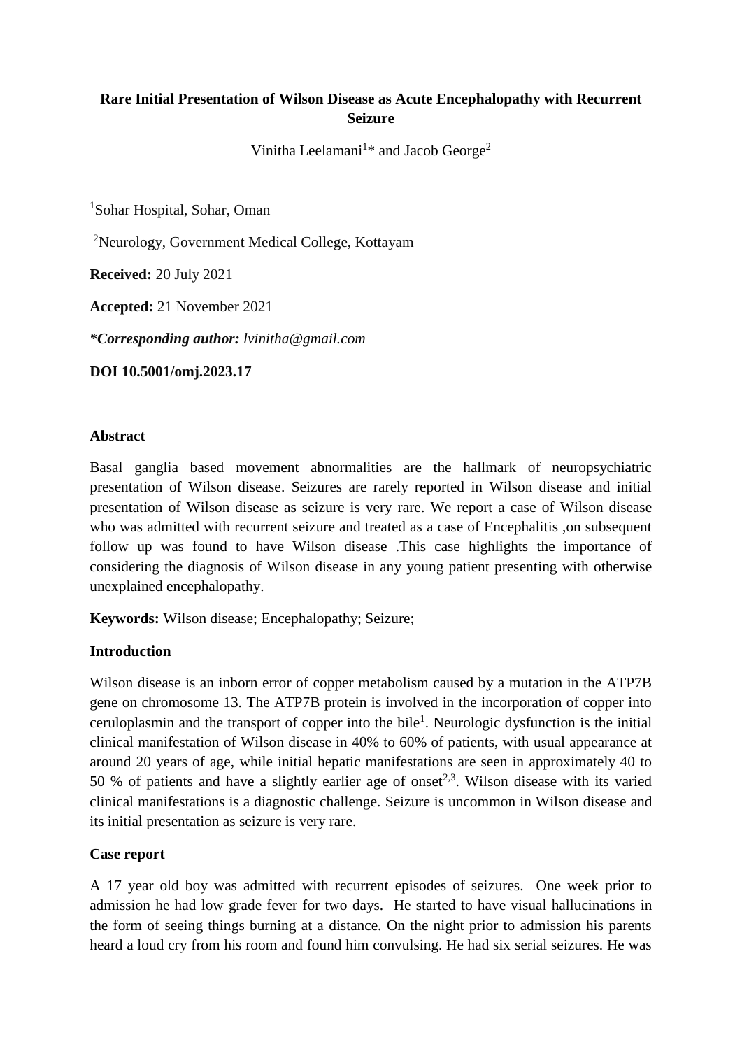# Rare Initial Presentation of Wilson Disease as Acute Encephalopathy with Recurrent Seizure

Vinitha Leelamani[1]* and Jacob George[2]

[1]Sohar Hospital, Sohar, Oman

[2]Neurology, Government Medical College, Kottayam

**Received:** 20 July 2021

**Accepted:** 21 November 2021

***Corresponding author:** *lvinitha@gmail.com*

**DOI 10.5001/omj.2023.17**

## Abstract

Basal ganglia based movement abnormalities are the hallmark of neuropsychiatric presentation of Wilson disease. Seizures are rarely reported in Wilson disease and initial presentation of Wilson disease as seizure is very rare. We report a case of Wilson disease who was admitted with recurrent seizure and treated as a case of Encephalitis ,on subsequent follow up was found to have Wilson disease .This case highlights the importance of considering the diagnosis of Wilson disease in any young patient presenting with otherwise unexplained encephalopathy.

**Keywords:** Wilson disease; Encephalopathy; Seizure;

## Introduction

Wilson disease is an inborn error of copper metabolism caused by a mutation in the ATP7B gene on chromosome 13. The ATP7B protein is involved in the incorporation of copper into ceruloplasmin and the transport of copper into the bile[1]. Neurologic dysfunction is the initial clinical manifestation of Wilson disease in 40% to 60% of patients, with usual appearance at around 20 years of age, while initial hepatic manifestations are seen in approximately 40 to 50 % of patients and have a slightly earlier age of onset[2,3]. Wilson disease with its varied clinical manifestations is a diagnostic challenge. Seizure is uncommon in Wilson disease and its initial presentation as seizure is very rare.

## Case report

A 17 year old boy was admitted with recurrent episodes of seizures. One week prior to admission he had low grade fever for two days. He started to have visual hallucinations in the form of seeing things burning at a distance. On the night prior to admission his parents heard a loud cry from his room and found him convulsing. He had six serial seizures. He was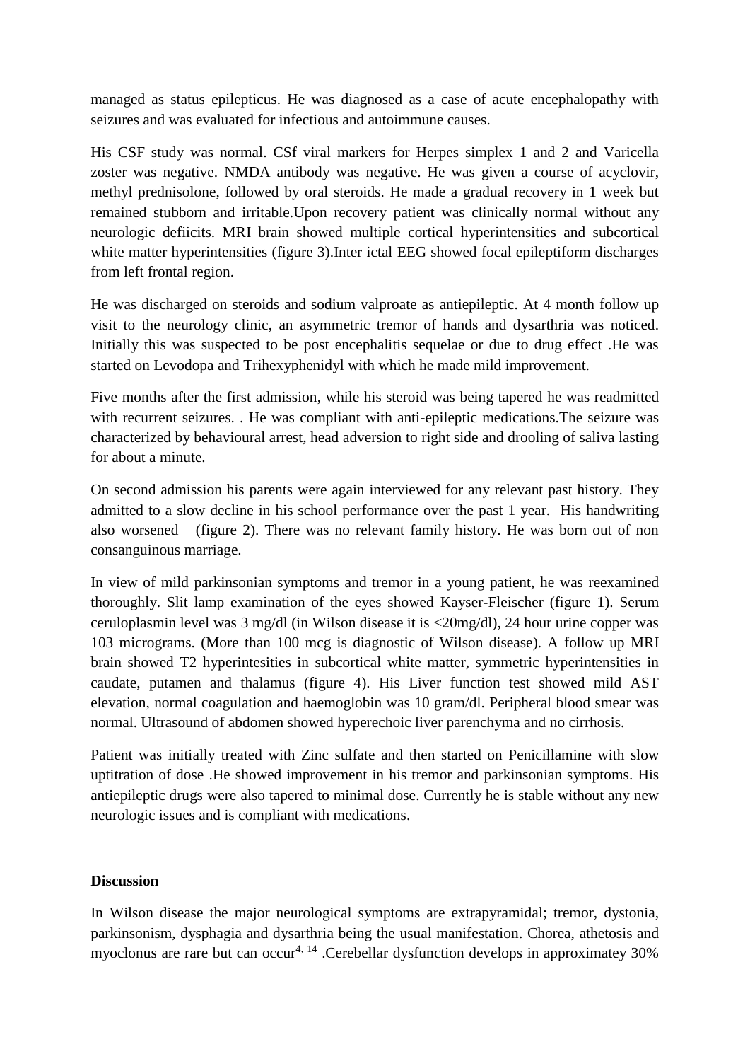managed as status epilepticus. He was diagnosed as a case of acute encephalopathy with seizures and was evaluated for infectious and autoimmune causes.

His CSF study was normal. CSf viral markers for Herpes simplex 1 and 2 and Varicella zoster was negative. NMDA antibody was negative. He was given a course of acyclovir, methyl prednisolone, followed by oral steroids. He made a gradual recovery in 1 week but remained stubborn and irritable.Upon recovery patient was clinically normal without any neurologic defiicits. MRI brain showed multiple cortical hyperintensities and subcortical white matter hyperintensities (figure 3).Inter ictal EEG showed focal epileptiform discharges from left frontal region.

He was discharged on steroids and sodium valproate as antiepileptic. At 4 month follow up visit to the neurology clinic, an asymmetric tremor of hands and dysarthria was noticed. Initially this was suspected to be post encephalitis sequelae or due to drug effect .He was started on Levodopa and Trihexyphenidyl with which he made mild improvement.

Five months after the first admission, while his steroid was being tapered he was readmitted with recurrent seizures. . He was compliant with anti-epileptic medications.The seizure was characterized by behavioural arrest, head adversion to right side and drooling of saliva lasting for about a minute.

On second admission his parents were again interviewed for any relevant past history. They admitted to a slow decline in his school performance over the past 1 year. His handwriting also worsened (figure 2). There was no relevant family history. He was born out of non consanguinous marriage.

In view of mild parkinsonian symptoms and tremor in a young patient, he was reexamined thoroughly. Slit lamp examination of the eyes showed Kayser-Fleischer (figure 1). Serum ceruloplasmin level was 3 mg/dl (in Wilson disease it is <20mg/dl), 24 hour urine copper was 103 micrograms. (More than 100 mcg is diagnostic of Wilson disease). A follow up MRI brain showed T2 hyperintesities in subcortical white matter, symmetric hyperintensities in caudate, putamen and thalamus (figure 4). His Liver function test showed mild AST elevation, normal coagulation and haemoglobin was 10 gram/dl. Peripheral blood smear was normal. Ultrasound of abdomen showed hyperechoic liver parenchyma and no cirrhosis.

Patient was initially treated with Zinc sulfate and then started on Penicillamine with slow uptitration of dose .He showed improvement in his tremor and parkinsonian symptoms. His antiepileptic drugs were also tapered to minimal dose. Currently he is stable without any new neurologic issues and is compliant with medications.

**Discussion**

In Wilson disease the major neurological symptoms are extrapyramidal; tremor, dystonia, parkinsonism, dysphagia and dysarthria being the usual manifestation. Chorea, athetosis and myoclonus are rare but can occur[4, 14] .Cerebellar dysfunction develops in approximatey 30%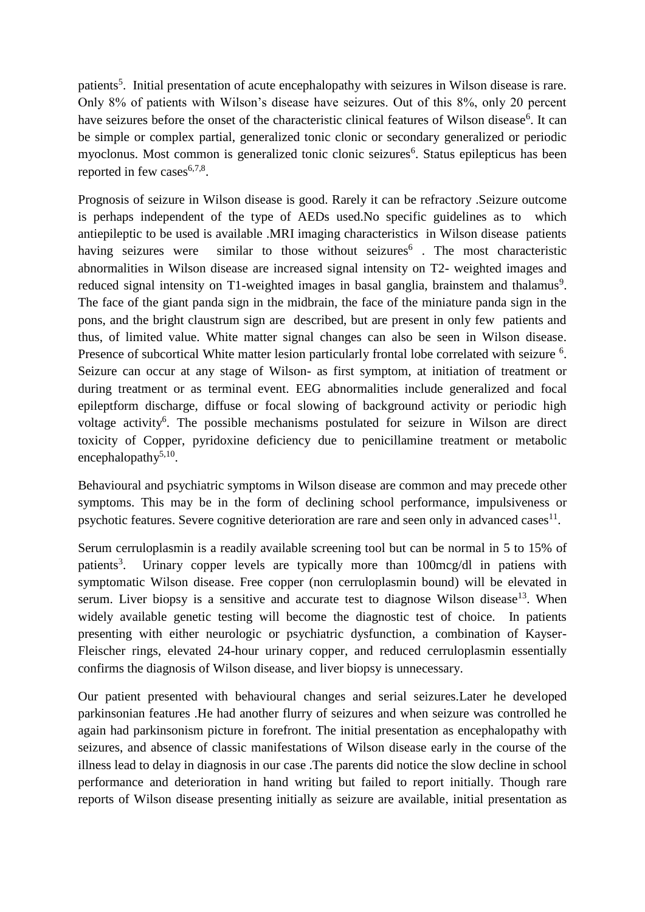patients[5]. Initial presentation of acute encephalopathy with seizures in Wilson disease is rare. Only 8% of patients with Wilson's disease have seizures. Out of this 8%, only 20 percent have seizures before the onset of the characteristic clinical features of Wilson disease[6]. It can be simple or complex partial, generalized tonic clonic or secondary generalized or periodic myoclonus. Most common is generalized tonic clonic seizures[6]. Status epilepticus has been reported in few cases[6,7,8].

Prognosis of seizure in Wilson disease is good. Rarely it can be refractory .Seizure outcome is perhaps independent of the type of AEDs used.No specific guidelines as to which antiepileptic to be used is available .MRI imaging characteristics in Wilson disease patients having seizures were similar to those without seizures[6] . The most characteristic abnormalities in Wilson disease are increased signal intensity on T2- weighted images and reduced signal intensity on T1-weighted images in basal ganglia, brainstem and thalamus[9]. The face of the giant panda sign in the midbrain, the face of the miniature panda sign in the pons, and the bright claustrum sign are described, but are present in only few patients and thus, of limited value. White matter signal changes can also be seen in Wilson disease. Presence of subcortical White matter lesion particularly frontal lobe correlated with seizure [6]. Seizure can occur at any stage of Wilson- as first symptom, at initiation of treatment or during treatment or as terminal event. EEG abnormalities include generalized and focal epileptform discharge, diffuse or focal slowing of background activity or periodic high voltage activity[6]. The possible mechanisms postulated for seizure in Wilson are direct toxicity of Copper, pyridoxine deficiency due to penicillamine treatment or metabolic encephalopathy[5,10].

Behavioural and psychiatric symptoms in Wilson disease are common and may precede other symptoms. This may be in the form of declining school performance, impulsiveness or psychotic features. Severe cognitive deterioration are rare and seen only in advanced cases[11].

Serum cerruloplasmin is a readily available screening tool but can be normal in 5 to 15% of patients[3]. Urinary copper levels are typically more than 100mcg/dl in patiens with symptomatic Wilson disease. Free copper (non cerruloplasmin bound) will be elevated in serum. Liver biopsy is a sensitive and accurate test to diagnose Wilson disease[13]. When widely available genetic testing will become the diagnostic test of choice. In patients presenting with either neurologic or psychiatric dysfunction, a combination of Kayser-Fleischer rings, elevated 24-hour urinary copper, and reduced cerruloplasmin essentially confirms the diagnosis of Wilson disease, and liver biopsy is unnecessary.

Our patient presented with behavioural changes and serial seizures.Later he developed parkinsonian features .He had another flurry of seizures and when seizure was controlled he again had parkinsonism picture in forefront. The initial presentation as encephalopathy with seizures, and absence of classic manifestations of Wilson disease early in the course of the illness lead to delay in diagnosis in our case .The parents did notice the slow decline in school performance and deterioration in hand writing but failed to report initially. Though rare reports of Wilson disease presenting initially as seizure are available, initial presentation as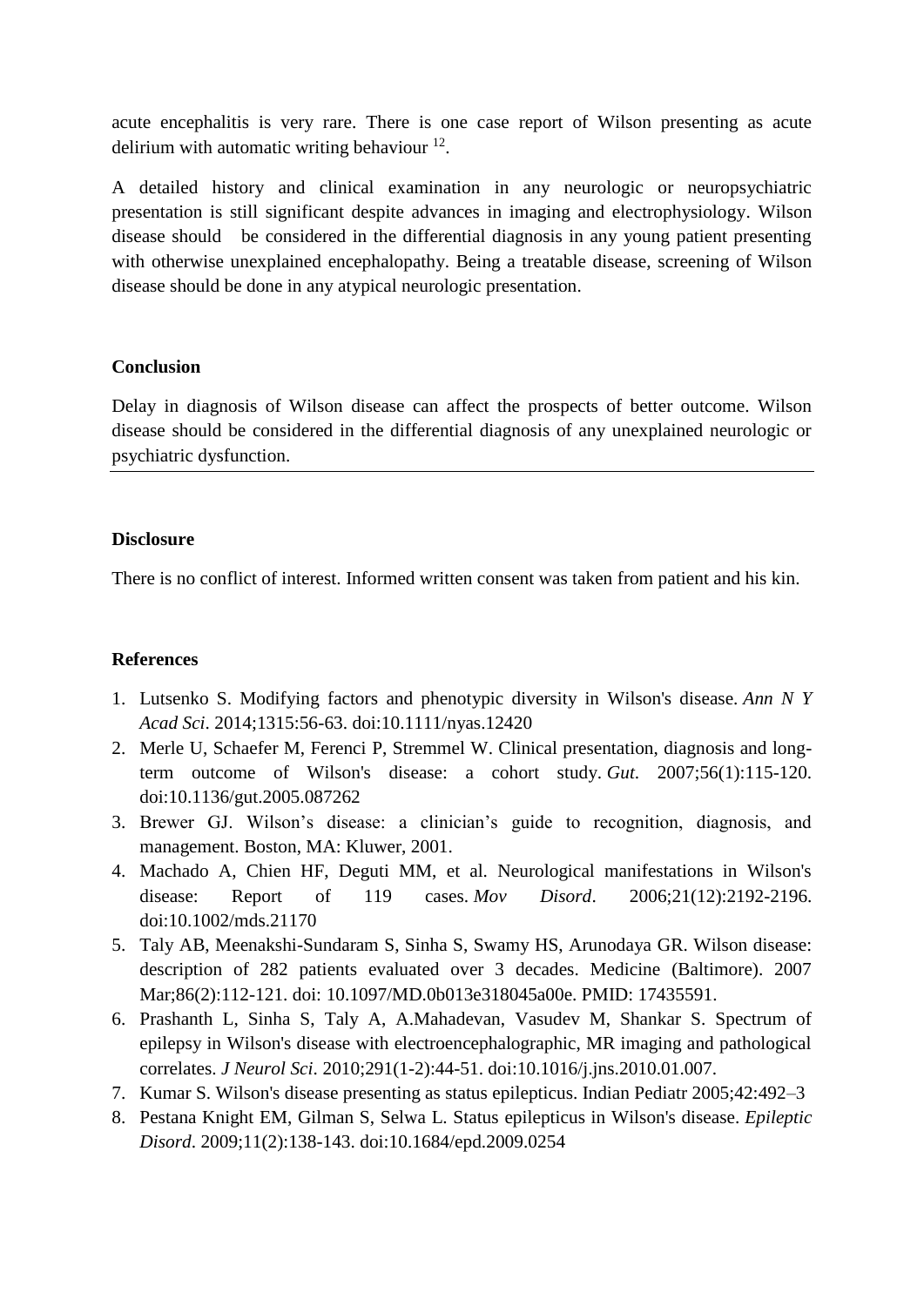acute encephalitis is very rare. There is one case report of Wilson presenting as acute delirium with automatic writing behaviour [12].

A detailed history and clinical examination in any neurologic or neuropsychiatric presentation is still significant despite advances in imaging and electrophysiology. Wilson disease should be considered in the differential diagnosis in any young patient presenting with otherwise unexplained encephalopathy. Being a treatable disease, screening of Wilson disease should be done in any atypical neurologic presentation.

## Conclusion

Delay in diagnosis of Wilson disease can affect the prospects of better outcome. Wilson disease should be considered in the differential diagnosis of any unexplained neurologic or psychiatric dysfunction.

## Disclosure

There is no conflict of interest. Informed written consent was taken from patient and his kin.

## References

1. Lutsenko S. Modifying factors and phenotypic diversity in Wilson's disease. *Ann N Y Acad Sci*. 2014;1315:56-63. doi:10.1111/nyas.12420
2. Merle U, Schaefer M, Ferenci P, Stremmel W. Clinical presentation, diagnosis and long-term outcome of Wilson's disease: a cohort study. *Gut*. 2007;56(1):115-120. doi:10.1136/gut.2005.087262
3. Brewer GJ. Wilson's disease: a clinician's guide to recognition, diagnosis, and management. Boston, MA: Kluwer, 2001.
4. Machado A, Chien HF, Deguti MM, et al. Neurological manifestations in Wilson's disease: Report of 119 cases. *Mov Disord*. 2006;21(12):2192-2196. doi:10.1002/mds.21170
5. Taly AB, Meenakshi-Sundaram S, Sinha S, Swamy HS, Arunodaya GR. Wilson disease: description of 282 patients evaluated over 3 decades. Medicine (Baltimore). 2007 Mar;86(2):112-121. doi: 10.1097/MD.0b013e318045a00e. PMID: 17435591.
6. Prashanth L, Sinha S, Taly A, A.Mahadevan, Vasudev M, Shankar S. Spectrum of epilepsy in Wilson's disease with electroencephalographic, MR imaging and pathological correlates. *J Neurol Sci*. 2010;291(1-2):44-51. doi:10.1016/j.jns.2010.01.007.
7. Kumar S. Wilson's disease presenting as status epilepticus. Indian Pediatr 2005;42:492–3
8. Pestana Knight EM, Gilman S, Selwa L. Status epilepticus in Wilson's disease. *Epileptic Disord*. 2009;11(2):138-143. doi:10.1684/epd.2009.0254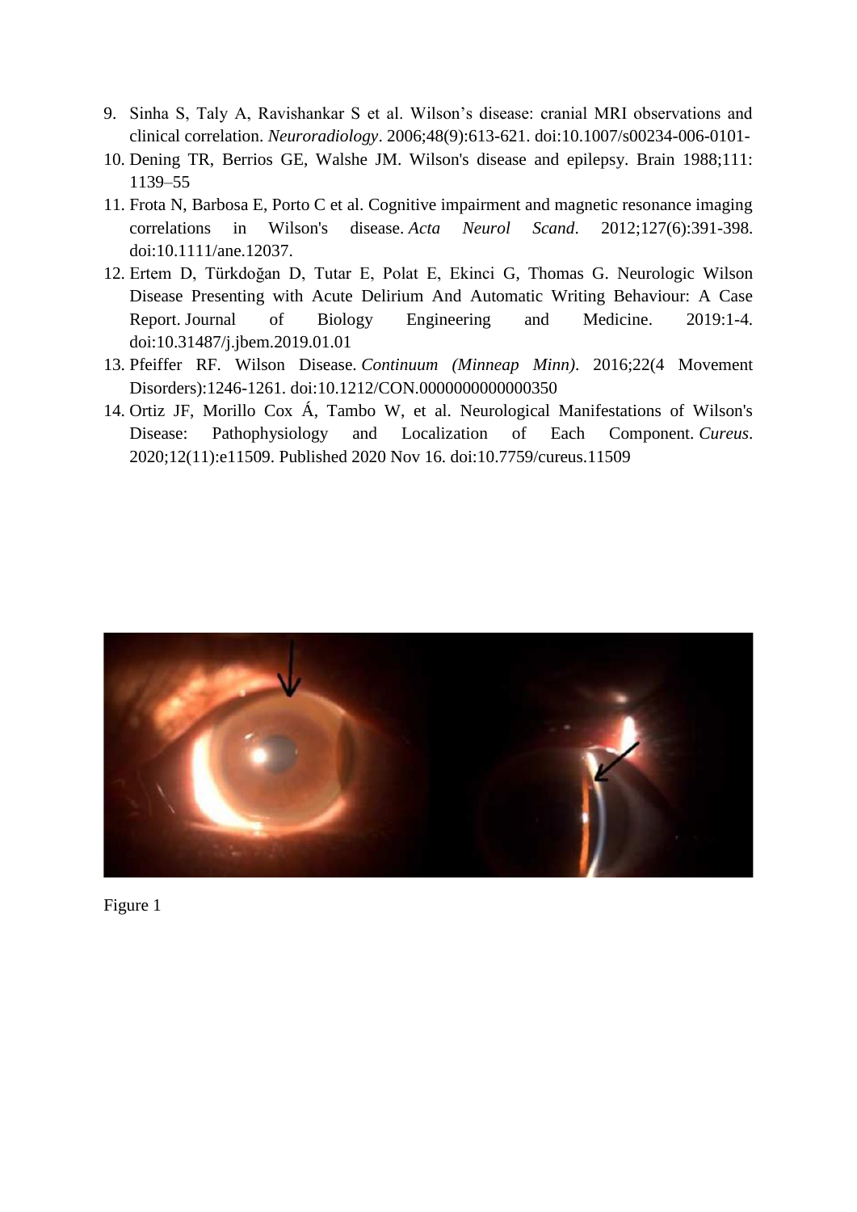9. Sinha S, Taly A, Ravishankar S et al. Wilson's disease: cranial MRI observations and clinical correlation. *Neuroradiology*. 2006;48(9):613-621. doi:10.1007/s00234-006-0101-
10. Dening TR, Berrios GE, Walshe JM. Wilson's disease and epilepsy. Brain 1988;111: 1139–55
11. Frota N, Barbosa E, Porto C et al. Cognitive impairment and magnetic resonance imaging correlations in Wilson's disease. *Acta Neurol Scand*. 2012;127(6):391-398. doi:10.1111/ane.12037.
12. Ertem D, Türkdoğan D, Tutar E, Polat E, Ekinci G, Thomas G. Neurologic Wilson Disease Presenting with Acute Delirium And Automatic Writing Behaviour: A Case Report. Journal of Biology Engineering and Medicine. 2019:1-4. doi:10.31487/j.jbem.2019.01.01
13. Pfeiffer RF. Wilson Disease. *Continuum (Minneap Minn)*. 2016;22(4 Movement Disorders):1246-1261. doi:10.1212/CON.0000000000000350
14. Ortiz JF, Morillo Cox Á, Tambo W, et al. Neurological Manifestations of Wilson's Disease: Pathophysiology and Localization of Each Component. *Cureus*. 2020;12(11):e11509. Published 2020 Nov 16. doi:10.7759/cureus.11509

Figure 1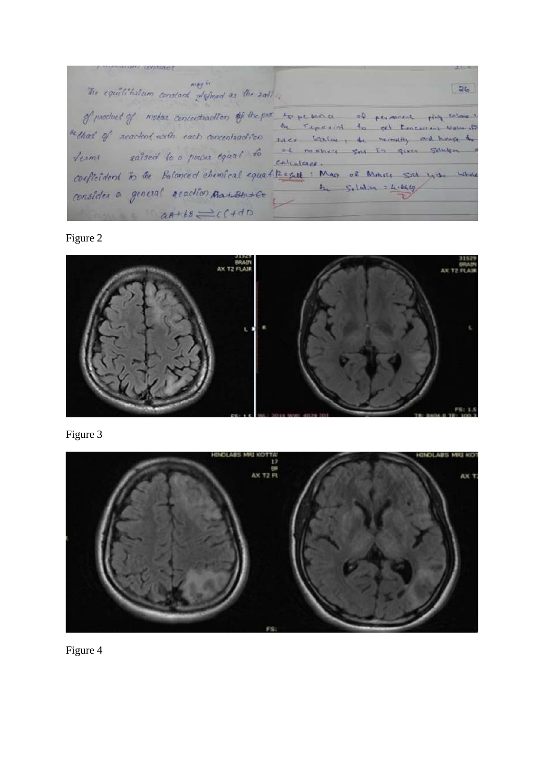Figure 2

Figure 3

Figure 4